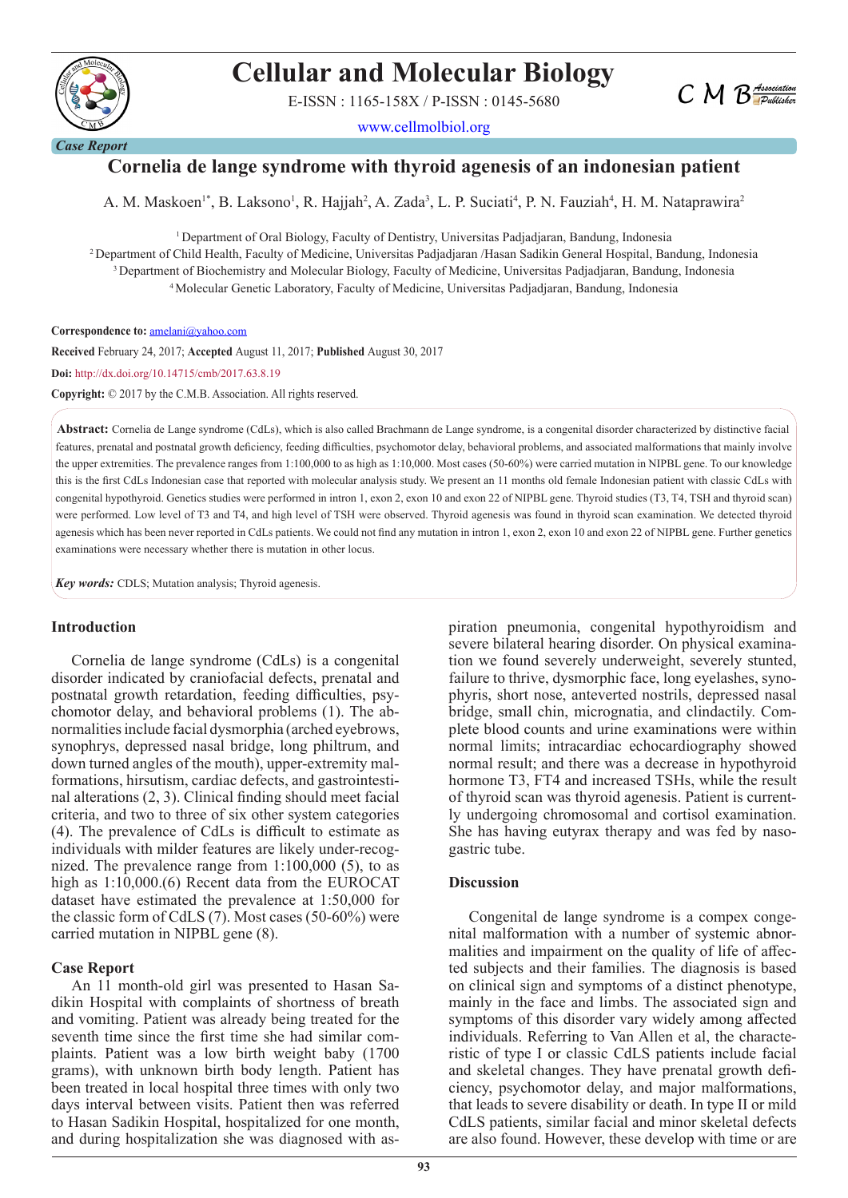Case Report

# Cornelia de lange syndrome with thyroid agenesis of an indonesian patient

A. M. Maskoen[1*], B. Laksono[1], R. Hajjah[2], A. Zada[3], L. P. Suciati[4], P. N. Fauziah[4], H. M. Nataprawira[2]

[1] Department of Oral Biology, Faculty of Dentistry, Universitas Padjadjaran, Bandung, Indonesia
[2] Department of Child Health, Faculty of Medicine, Universitas Padjadjaran /Hasan Sadikin General Hospital, Bandung, Indonesia
[3] Department of Biochemistry and Molecular Biology, Faculty of Medicine, Universitas Padjadjaran, Bandung, Indonesia
[4] Molecular Genetic Laboratory, Faculty of Medicine, Universitas Padjadjaran, Bandung, Indonesia

**Correspondence to:** amelani@yahoo.com

**Received** February 24, 2017; **Accepted** August 11, 2017; **Published** August 30, 2017

**Doi:** http://dx.doi.org/10.14715/cmb/2017.63.8.19

**Copyright:** © 2017 by the C.M.B. Association. All rights reserved.

**Abstract:** Cornelia de Lange syndrome (CdLs), which is also called Brachmann de Lange syndrome, is a congenital disorder characterized by distinctive facial features, prenatal and postnatal growth deficiency, feeding difficulties, psychomotor delay, behavioral problems, and associated malformations that mainly involve the upper extremities. The prevalence ranges from 1:100,000 to as high as 1:10,000. Most cases (50-60%) were carried mutation in NIPBL gene. To our knowledge this is the first CdLs Indonesian case that reported with molecular analysis study. We present an 11 months old female Indonesian patient with classic CdLs with congenital hypothyroid. Genetics studies were performed in intron 1, exon 2, exon 10 and exon 22 of NIPBL gene. Thyroid studies (T3, T4, TSH and thyroid scan) were performed. Low level of T3 and T4, and high level of TSH were observed. Thyroid agenesis was found in thyroid scan examination. We detected thyroid agenesis which has been never reported in CdLs patients. We could not find any mutation in intron 1, exon 2, exon 10 and exon 22 of NIPBL gene. Further genetics examinations were necessary whether there is mutation in other locus.

***Key words:*** CDLS; Mutation analysis; Thyroid agenesis.

## Introduction

Cornelia de lange syndrome (CdLs) is a congenital disorder indicated by craniofacial defects, prenatal and postnatal growth retardation, feeding difficulties, psychomotor delay, and behavioral problems (1). The abnormalities include facial dysmorphia (arched eyebrows, synophrys, depressed nasal bridge, long philtrum, and down turned angles of the mouth), upper-extremity malformations, hirsutism, cardiac defects, and gastrointestinal alterations (2, 3). Clinical finding should meet facial criteria, and two to three of six other system categories (4). The prevalence of CdLs is difficult to estimate as individuals with milder features are likely under-recognized. The prevalence range from 1:100,000 (5), to as high as 1:10,000.(6) Recent data from the EUROCAT dataset have estimated the prevalence at 1:50,000 for the classic form of CdLS (7). Most cases (50-60%) were carried mutation in NIPBL gene (8).

## Case Report

An 11 month-old girl was presented to Hasan Sadikin Hospital with complaints of shortness of breath and vomiting. Patient was already being treated for the seventh time since the first time she had similar complaints. Patient was a low birth weight baby (1700 grams), with unknown birth body length. Patient has been treated in local hospital three times with only two days interval between visits. Patient then was referred to Hasan Sadikin Hospital, hospitalized for one month, and during hospitalization she was diagnosed with aspiration pneumonia, congenital hypothyroidism and severe bilateral hearing disorder. On physical examination we found severely underweight, severely stunted, failure to thrive, dysmorphic face, long eyelashes, synophyris, short nose, anteverted nostrils, depressed nasal bridge, small chin, micrognatia, and clindactily. Complete blood counts and urine examinations were within normal limits; intracardiac echocardiography showed normal result; and there was a decrease in hypothyroid hormone T3, FT4 and increased TSHs, while the result of thyroid scan was thyroid agenesis. Patient is currently undergoing chromosomal and cortisol examination. She has having eutyrax therapy and was fed by nasogastric tube.

## Discussion

Congenital de lange syndrome is a compex congenital malformation with a number of systemic abnormalities and impairment on the quality of life of affected subjects and their families. The diagnosis is based on clinical sign and symptoms of a distinct phenotype, mainly in the face and limbs. The associated sign and symptoms of this disorder vary widely among affected individuals. Referring to Van Allen et al, the characteristic of type I or classic CdLS patients include facial and skeletal changes. They have prenatal growth deficiency, psychomotor delay, and major malformations, that leads to severe disability or death. In type II or mild CdLS patients, similar facial and minor skeletal defects are also found. However, these develop with time or are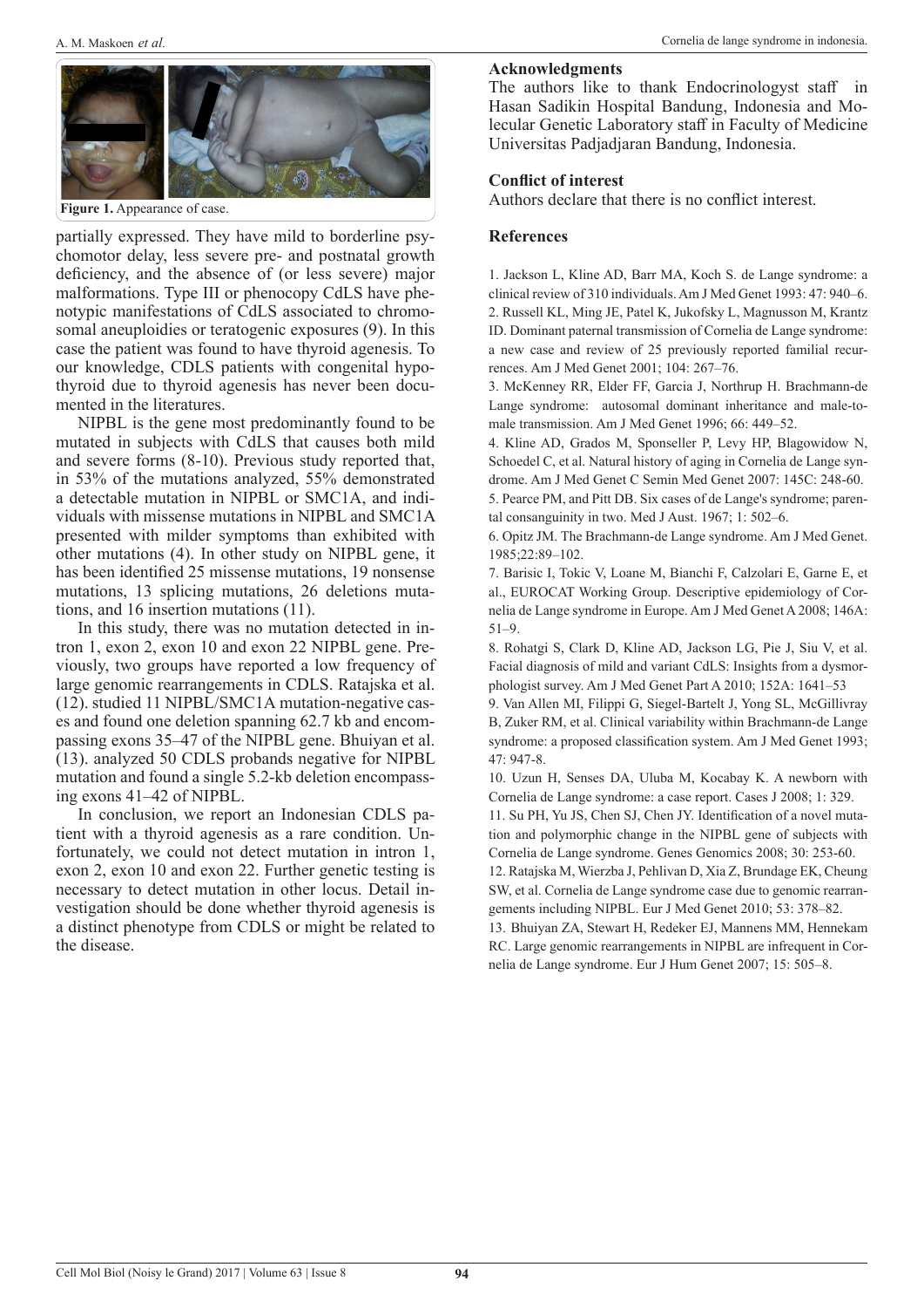**Figure 1.** Appearance of case.

partially expressed. They have mild to borderline psychomotor delay, less severe pre- and postnatal growth deficiency, and the absence of (or less severe) major malformations. Type III or phenocopy CdLS have phenotypic manifestations of CdLS associated to chromosomal aneuploidies or teratogenic exposures (9). In this case the patient was found to have thyroid agenesis. To our knowledge, CDLS patients with congenital hypothyroid due to thyroid agenesis has never been documented in the literatures.

NIPBL is the gene most predominantly found to be mutated in subjects with CdLS that causes both mild and severe forms (8-10). Previous study reported that, in 53% of the mutations analyzed, 55% demonstrated a detectable mutation in NIPBL or SMC1A, and individuals with missense mutations in NIPBL and SMC1A presented with milder symptoms than exhibited with other mutations (4). In other study on NIPBL gene, it has been identified 25 missense mutations, 19 nonsense mutations, 13 splicing mutations, 26 deletions mutations, and 16 insertion mutations (11).

In this study, there was no mutation detected in intron 1, exon 2, exon 10 and exon 22 NIPBL gene. Previously, two groups have reported a low frequency of large genomic rearrangements in CDLS. Ratajska et al. (12). studied 11 NIPBL/SMC1A mutation-negative cases and found one deletion spanning 62.7 kb and encompassing exons 35–47 of the NIPBL gene. Bhuiyan et al. (13). analyzed 50 CDLS probands negative for NIPBL mutation and found a single 5.2-kb deletion encompassing exons 41–42 of NIPBL.

In conclusion, we report an Indonesian CDLS patient with a thyroid agenesis as a rare condition. Unfortunately, we could not detect mutation in intron 1, exon 2, exon 10 and exon 22. Further genetic testing is necessary to detect mutation in other locus. Detail investigation should be done whether thyroid agenesis is a distinct phenotype from CDLS or might be related to the disease.

## Acknowledgments

The authors like to thank Endocrinologyst staff in Hasan Sadikin Hospital Bandung, Indonesia and Molecular Genetic Laboratory staff in Faculty of Medicine Universitas Padjadjaran Bandung, Indonesia.

## Conflict of interest

Authors declare that there is no conflict interest.

## References

1. Jackson L, Kline AD, Barr MA, Koch S. de Lange syndrome: a clinical review of 310 individuals. Am J Med Genet 1993: 47: 940–6.
2. Russell KL, Ming JE, Patel K, Jukofsky L, Magnusson M, Krantz ID. Dominant paternal transmission of Cornelia de Lange syndrome: a new case and review of 25 previously reported familial recurrences. Am J Med Genet 2001; 104: 267–76.
3. McKenney RR, Elder FF, Garcia J, Northrup H. Brachmann-de Lange syndrome: autosomal dominant inheritance and male-to-male transmission. Am J Med Genet 1996; 66: 449–52.
4. Kline AD, Grados M, Sponseller P, Levy HP, Blagowidow N, Schoedel C, et al. Natural history of aging in Cornelia de Lange syndrome. Am J Med Genet C Semin Med Genet 2007: 145C: 248-60.
5. Pearce PM, and Pitt DB. Six cases of de Lange's syndrome; parental consanguinity in two. Med J Aust. 1967; 1: 502–6.
6. Opitz JM. The Brachmann-de Lange syndrome. Am J Med Genet. 1985;22:89–102.
7. Barisic I, Tokic V, Loane M, Bianchi F, Calzolari E, Garne E, et al., EUROCAT Working Group. Descriptive epidemiology of Cornelia de Lange syndrome in Europe. Am J Med Genet A 2008; 146A: 51–9.
8. Rohatgi S, Clark D, Kline AD, Jackson LG, Pie J, Siu V, et al. Facial diagnosis of mild and variant CdLS: Insights from a dysmorphologist survey. Am J Med Genet Part A 2010; 152A: 1641–53
9. Van Allen MI, Filippi G, Siegel-Bartelt J, Yong SL, McGillivray B, Zuker RM, et al. Clinical variability within Brachmann-de Lange syndrome: a proposed classification system. Am J Med Genet 1993; 47: 947-8.
10. Uzun H, Senses DA, Uluba M, Kocabay K. A newborn with Cornelia de Lange syndrome: a case report. Cases J 2008; 1: 329.
11. Su PH, Yu JS, Chen SJ, Chen JY. Identification of a novel mutation and polymorphic change in the NIPBL gene of subjects with Cornelia de Lange syndrome. Genes Genomics 2008; 30: 253-60.
12. Ratajska M, Wierzba J, Pehlivan D, Xia Z, Brundage EK, Cheung SW, et al. Cornelia de Lange syndrome case due to genomic rearrangements including NIPBL. Eur J Med Genet 2010; 53: 378–82.
13. Bhuiyan ZA, Stewart H, Redeker EJ, Mannens MM, Hennekam RC. Large genomic rearrangements in NIPBL are infrequent in Cornelia de Lange syndrome. Eur J Hum Genet 2007; 15: 505–8.